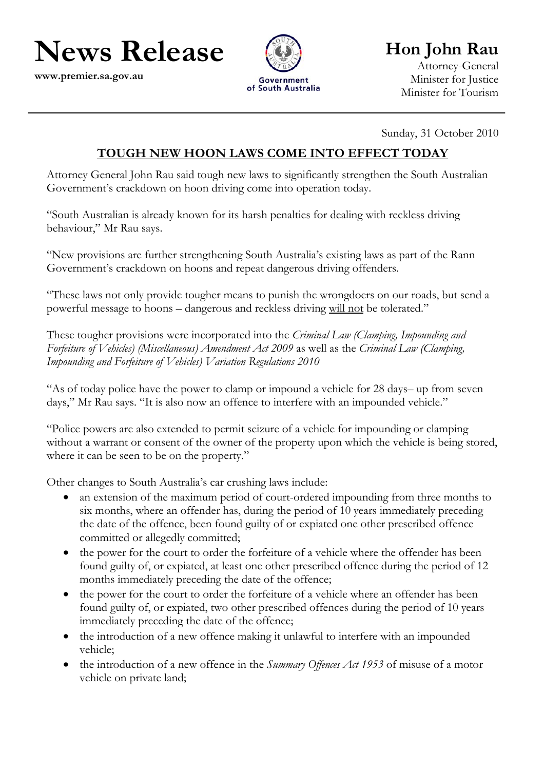# News Release

**www.premier.sa.gov.au**

Government of South Australia

## Hon John Rau

Attorney-General
Minister for Justice
Minister for Tourism

Sunday, 31 October 2010

## TOUGH NEW HOON LAWS COME INTO EFFECT TODAY

Attorney General John Rau said tough new laws to significantly strengthen the South Australian Government's crackdown on hoon driving come into operation today.

"South Australian is already known for its harsh penalties for dealing with reckless driving behaviour," Mr Rau says.

"New provisions are further strengthening South Australia's existing laws as part of the Rann Government's crackdown on hoons and repeat dangerous driving offenders.

"These laws not only provide tougher means to punish the wrongdoers on our roads, but send a powerful message to hoons – dangerous and reckless driving <u>will not</u> be tolerated."

These tougher provisions were incorporated into the *Criminal Law (Clamping, Impounding and Forfeiture of Vehicles) (Miscellaneous) Amendment Act 2009* as well as the *Criminal Law (Clamping, Impounding and Forfeiture of Vehicles) Variation Regulations 2010*

"As of today police have the power to clamp or impound a vehicle for 28 days– up from seven days," Mr Rau says. "It is also now an offence to interfere with an impounded vehicle."

"Police powers are also extended to permit seizure of a vehicle for impounding or clamping without a warrant or consent of the owner of the property upon which the vehicle is being stored, where it can be seen to be on the property."

Other changes to South Australia's car crushing laws include:

- an extension of the maximum period of court-ordered impounding from three months to six months, where an offender has, during the period of 10 years immediately preceding the date of the offence, been found guilty of or expiated one other prescribed offence committed or allegedly committed;
- the power for the court to order the forfeiture of a vehicle where the offender has been found guilty of, or expiated, at least one other prescribed offence during the period of 12 months immediately preceding the date of the offence;
- the power for the court to order the forfeiture of a vehicle where an offender has been found guilty of, or expiated, two other prescribed offences during the period of 10 years immediately preceding the date of the offence;
- the introduction of a new offence making it unlawful to interfere with an impounded vehicle;
- the introduction of a new offence in the *Summary Offences Act 1953* of misuse of a motor vehicle on private land;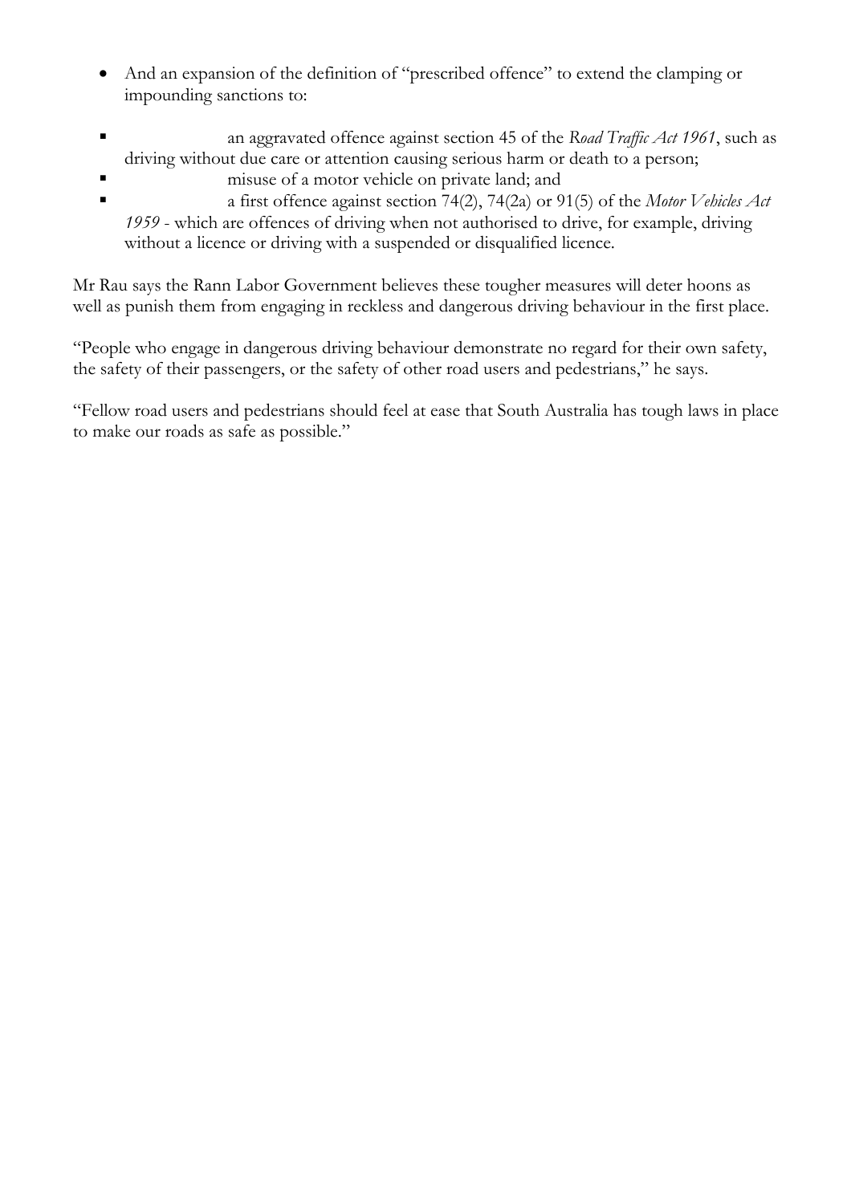- And an expansion of the definition of "prescribed offence" to extend the clamping or impounding sanctions to:
  - an aggravated offence against section 45 of the *Road Traffic Act 1961*, such as driving without due care or attention causing serious harm or death to a person;
  - misuse of a motor vehicle on private land; and
  - a first offence against section 74(2), 74(2a) or 91(5) of the *Motor Vehicles Act 1959* - which are offences of driving when not authorised to drive, for example, driving without a licence or driving with a suspended or disqualified licence.

Mr Rau says the Rann Labor Government believes these tougher measures will deter hoons as well as punish them from engaging in reckless and dangerous driving behaviour in the first place.

"People who engage in dangerous driving behaviour demonstrate no regard for their own safety, the safety of their passengers, or the safety of other road users and pedestrians," he says.

"Fellow road users and pedestrians should feel at ease that South Australia has tough laws in place to make our roads as safe as possible."